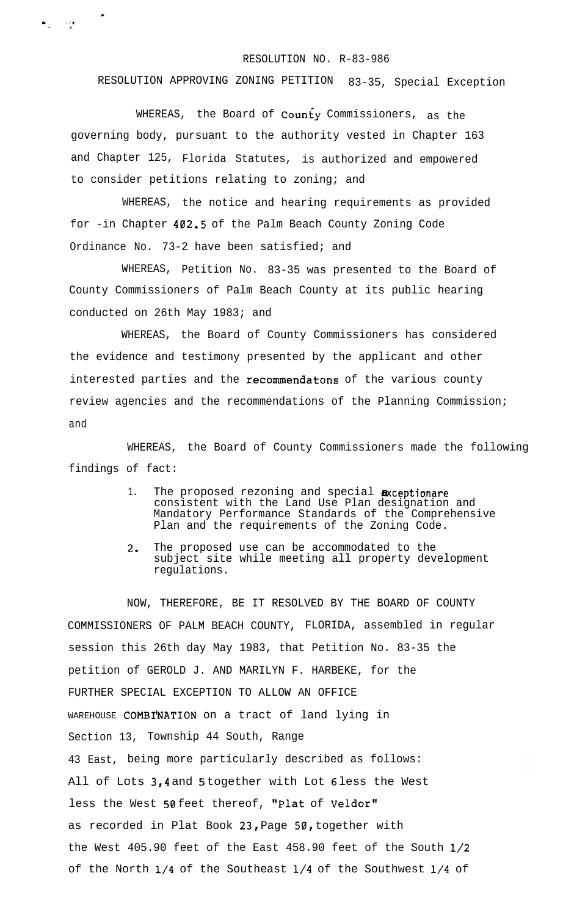RESOLUTION NO. R-83-986

RESOLUTION APPROVING ZONING PETITION 83-35, Special Exception

WHEREAS, the Board of County Commissioners, as the governing body, pursuant to the authority vested in Chapter 163 and Chapter 125, Florida Statutes, is authorized and empowered to consider petitions relating to zoning; and

WHEREAS, the notice and hearing requirements as provided for -in Chapter 402.5 of the Palm Beach County Zoning Code Ordinance No. 73-2 have been satisfied; and

WHEREAS, Petition No. 83-35 was presented to the Board of County Commissioners of Palm Beach County at its public hearing conducted on 26th May 1983; and

WHEREAS, the Board of County Commissioners has considered the evidence and testimony presented by the applicant and other interested parties and the recommendatons of the various county review agencies and the recommendations of the Planning Commission; and

WHEREAS, the Board of County Commissioners made the following findings of fact:

1. The proposed rezoning and special exceptionare consistent with the Land Use Plan designation and Mandatory Performance Standards of the Comprehensive Plan and the requirements of the Zoning Code.
2. The proposed use can be accommodated to the subject site while meeting all property development regulations.

NOW, THEREFORE, BE IT RESOLVED BY THE BOARD OF COUNTY COMMISSIONERS OF PALM BEACH COUNTY, FLORIDA, assembled in regular session this 26th day May 1983, that Petition No. 83-35 the petition of GEROLD J. AND MARILYN F. HARBEKE, for the FURTHER SPECIAL EXCEPTION TO ALLOW AN OFFICE WAREHOUSE COMBINATION on a tract of land lying in Section 13, Township 44 South, Range 43 East, being more particularly described as follows: All of Lots 3,4 and 5 together with Lot 6 less the West less the West 50 feet thereof, "Plat of Veldor" as recorded in Plat Book 23, Page 50, together with the West 405.90 feet of the East 458.90 feet of the South 1/2 of the North 1/4 of the Southeast 1/4 of the Southwest 1/4 of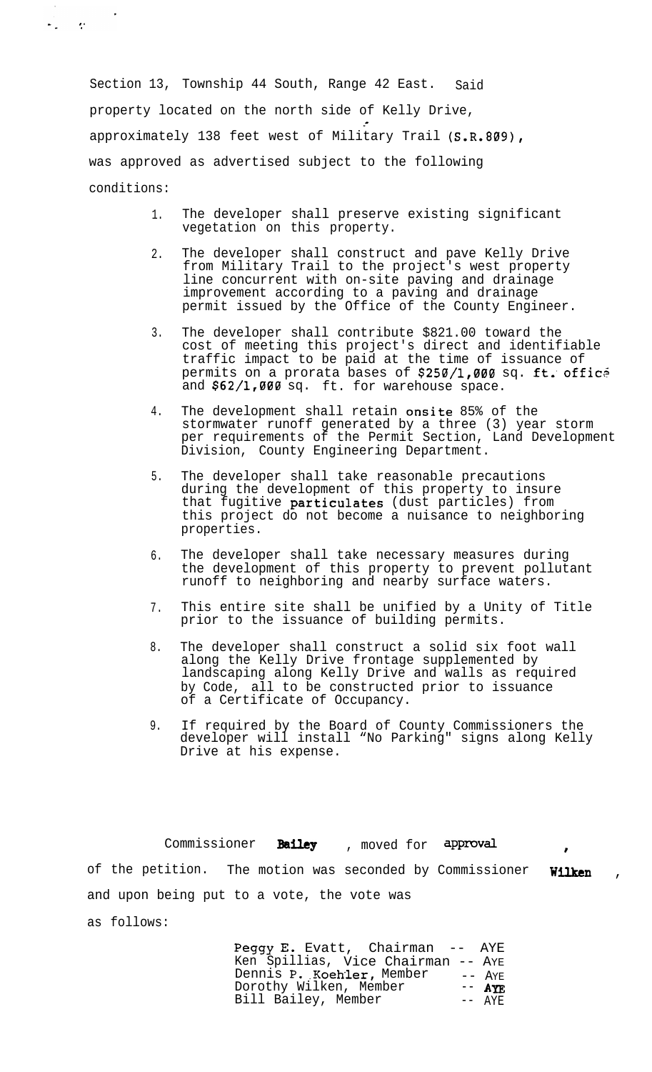Section 13, Township 44 South, Range 42 East. Said property located on the north side of Kelly Drive, approximately 138 feet west of Military Trail (S.R.809), was approved as advertised subject to the following conditions:

1. The developer shall preserve existing significant vegetation on this property.

2. The developer shall construct and pave Kelly Drive from Military Trail to the project's west property line concurrent with on-site paving and drainage improvement according to a paving and drainage permit issued by the Office of the County Engineer.

3. The developer shall contribute $821.00 toward the cost of meeting this project's direct and identifiable traffic impact to be paid at the time of issuance of permits on a prorata bases of $250/1,000 sq. ft. office and $62/1,000 sq. ft. for warehouse space.

4. The development shall retain onsite 85% of the stormwater runoff generated by a three (3) year storm per requirements of the Permit Section, Land Development Division, County Engineering Department.

5. The developer shall take reasonable precautions during the development of this property to insure that fugitive particulates (dust particles) from this project do not become a nuisance to neighboring properties.

6. The developer shall take necessary measures during the development of this property to prevent pollutant runoff to neighboring and nearby surface waters.

7. This entire site shall be unified by a Unity of Title prior to the issuance of building permits.

8. The developer shall construct a solid six foot wall along the Kelly Drive frontage supplemented by landscaping along Kelly Drive and walls as required by Code, all to be constructed prior to issuance of a Certificate of Occupancy.

9. If required by the Board of County Commissioners the developer will install "No Parking" signs along Kelly Drive at his expense.

Commissioner **Bailey** , moved for approval , of the petition. The motion was seconded by Commissioner **Wilken** , and upon being put to a vote, the vote was as follows:

Peggy E. Evatt, Chairman -- AYE
Ken Spillias, Vice Chairman -- AYE
Dennis P. Koehler, Member -- AYE
Dorothy Wilken, Member -- AYE
Bill Bailey, Member -- AYE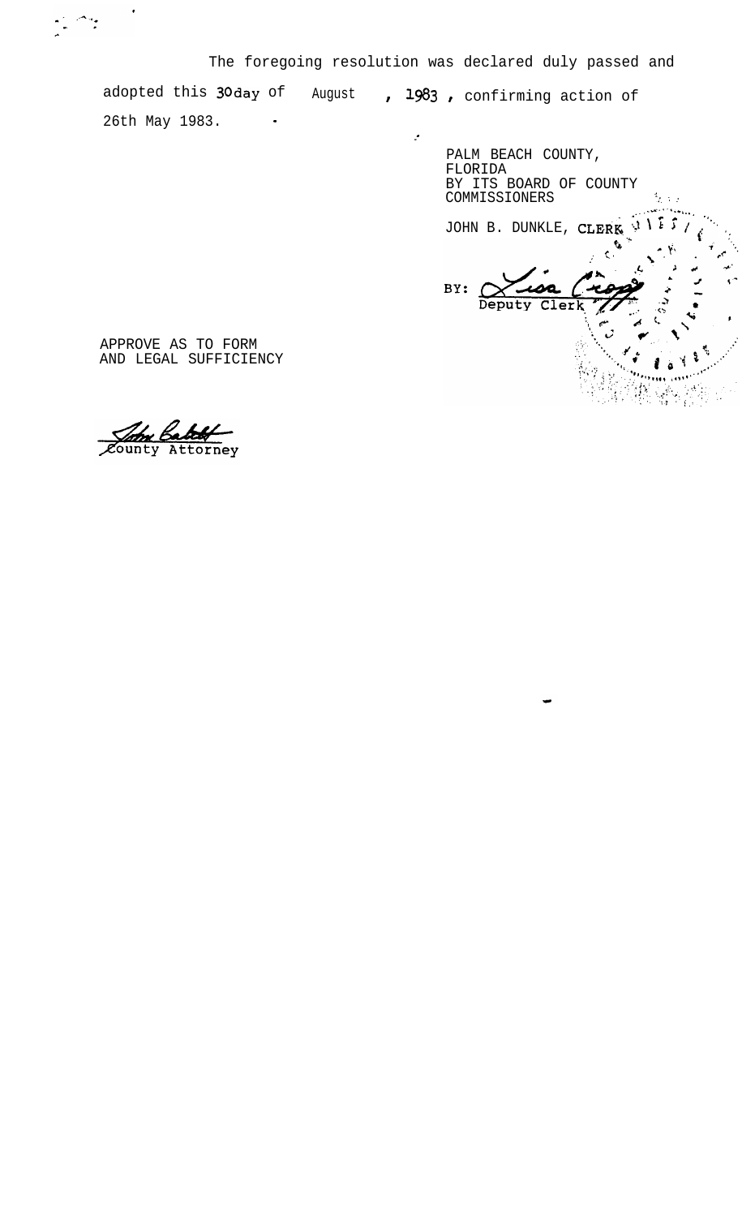The foregoing resolution was declared duly passed and adopted this 30day of August , 1983 , confirming action of 26th May 1983.

PALM BEACH COUNTY,
FLORIDA
BY ITS BOARD OF COUNTY
COMMISSIONERS

JOHN B. DUNKLE, CLERK

BY: Lisa Cropp
Deputy Clerk

APPROVE AS TO FORM
AND LEGAL SUFFICIENCY

John Babbit
County Attorney